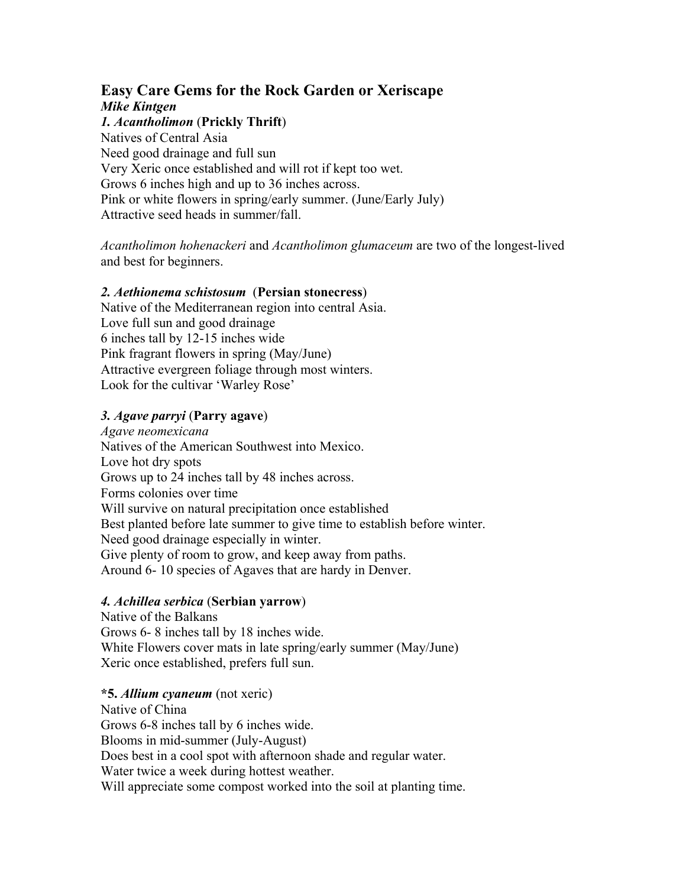# Easy Care Gems for the Rock Garden or Xeriscape

***Mike Kintgen***

### *1. Acantholimon* (**Prickly Thrift**)

Natives of Central Asia
Need good drainage and full sun
Very Xeric once established and will rot if kept too wet.
Grows 6 inches high and up to 36 inches across.
Pink or white flowers in spring/early summer. (June/Early July)
Attractive seed heads in summer/fall.

*Acantholimon hohenackeri* and *Acantholimon glumaceum* are two of the longest-lived and best for beginners.

### *2. Aethionema schistosum* (**Persian stonecress**)

Native of the Mediterranean region into central Asia.
Love full sun and good drainage
6 inches tall by 12-15 inches wide
Pink fragrant flowers in spring (May/June)
Attractive evergreen foliage through most winters.
Look for the cultivar 'Warley Rose'

### *3. Agave parryi* (**Parry agave**)

*Agave neomexicana*
Natives of the American Southwest into Mexico.
Love hot dry spots
Grows up to 24 inches tall by 48 inches across.
Forms colonies over time
Will survive on natural precipitation once established
Best planted before late summer to give time to establish before winter.
Need good drainage especially in winter.
Give plenty of room to grow, and keep away from paths.
Around 6- 10 species of Agaves that are hardy in Denver.

### *4. Achillea serbica* (**Serbian yarrow**)

Native of the Balkans
Grows 6- 8 inches tall by 18 inches wide.
White Flowers cover mats in late spring/early summer (May/June)
Xeric once established, prefers full sun.

### ***5.** *Allium cyaneum* (not xeric)

Native of China
Grows 6-8 inches tall by 6 inches wide.
Blooms in mid-summer (July-August)
Does best in a cool spot with afternoon shade and regular water.
Water twice a week during hottest weather.
Will appreciate some compost worked into the soil at planting time.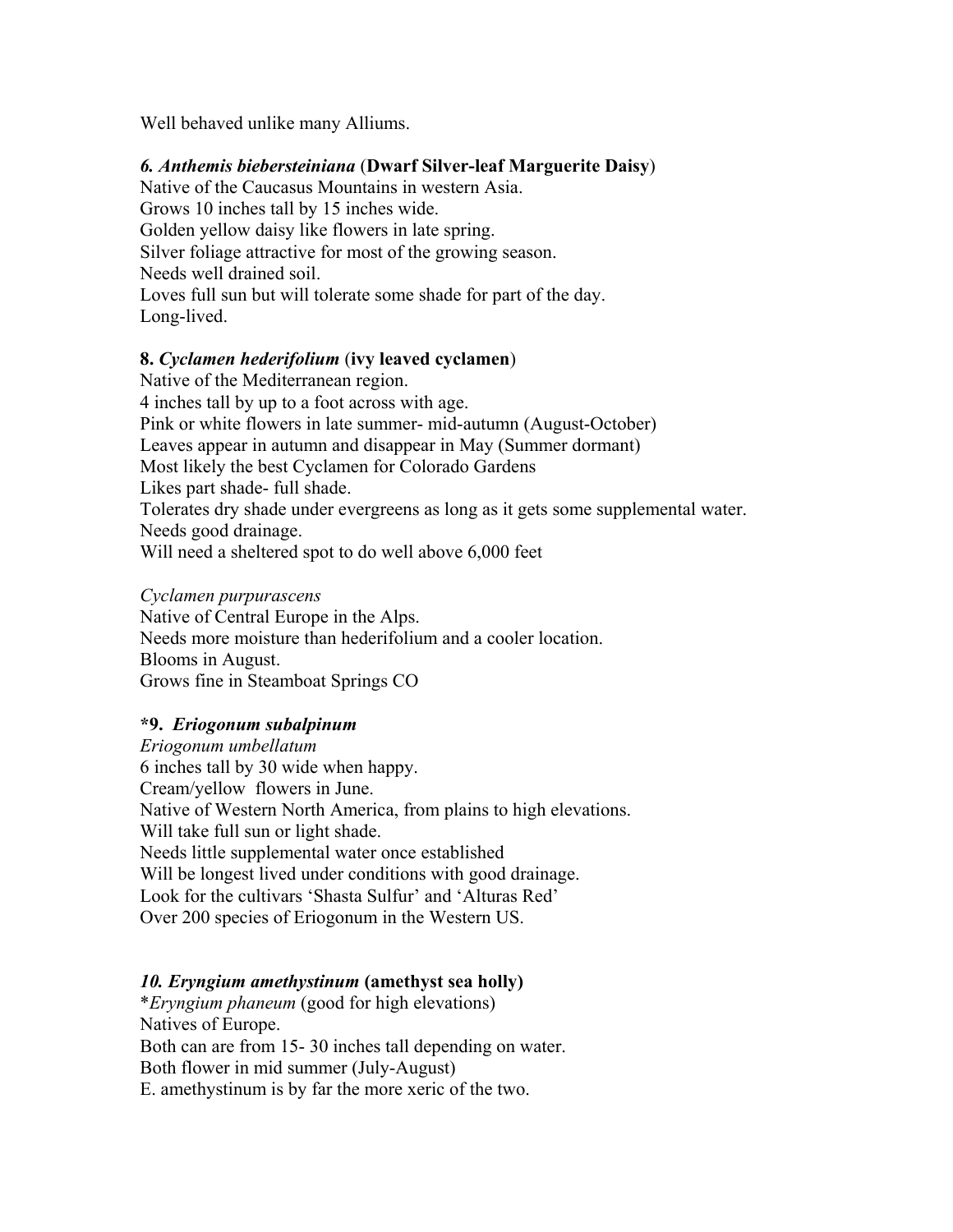Well behaved unlike many Alliums.

***6. Anthemis biebersteiniana*** **(Dwarf Silver-leaf Marguerite Daisy)**
Native of the Caucasus Mountains in western Asia.
Grows 10 inches tall by 15 inches wide.
Golden yellow daisy like flowers in late spring.
Silver foliage attractive for most of the growing season.
Needs well drained soil.
Loves full sun but will tolerate some shade for part of the day.
Long-lived.

**8. *Cyclamen hederifolium*** **(ivy leaved cyclamen)**
Native of the Mediterranean region.
4 inches tall by up to a foot across with age.
Pink or white flowers in late summer- mid-autumn (August-October)
Leaves appear in autumn and disappear in May (Summer dormant)
Most likely the best Cyclamen for Colorado Gardens
Likes part shade- full shade.
Tolerates dry shade under evergreens as long as it gets some supplemental water.
Needs good drainage.
Will need a sheltered spot to do well above 6,000 feet

*Cyclamen purpurascens*
Native of Central Europe in the Alps.
Needs more moisture than hederifolium and a cooler location.
Blooms in August.
Grows fine in Steamboat Springs CO

**\*9. *Eriogonum subalpinum***
*Eriogonum umbellatum*
6 inches tall by 30 wide when happy.
Cream/yellow flowers in June.
Native of Western North America, from plains to high elevations.
Will take full sun or light shade.
Needs little supplemental water once established
Will be longest lived under conditions with good drainage.
Look for the cultivars 'Shasta Sulfur' and 'Alturas Red'
Over 200 species of Eriogonum in the Western US.

***10. Eryngium amethystinum*** **(amethyst sea holly)**
\**Eryngium phaneum* (good for high elevations)
Natives of Europe.
Both can are from 15- 30 inches tall depending on water.
Both flower in mid summer (July-August)
E. amethystinum is by far the more xeric of the two.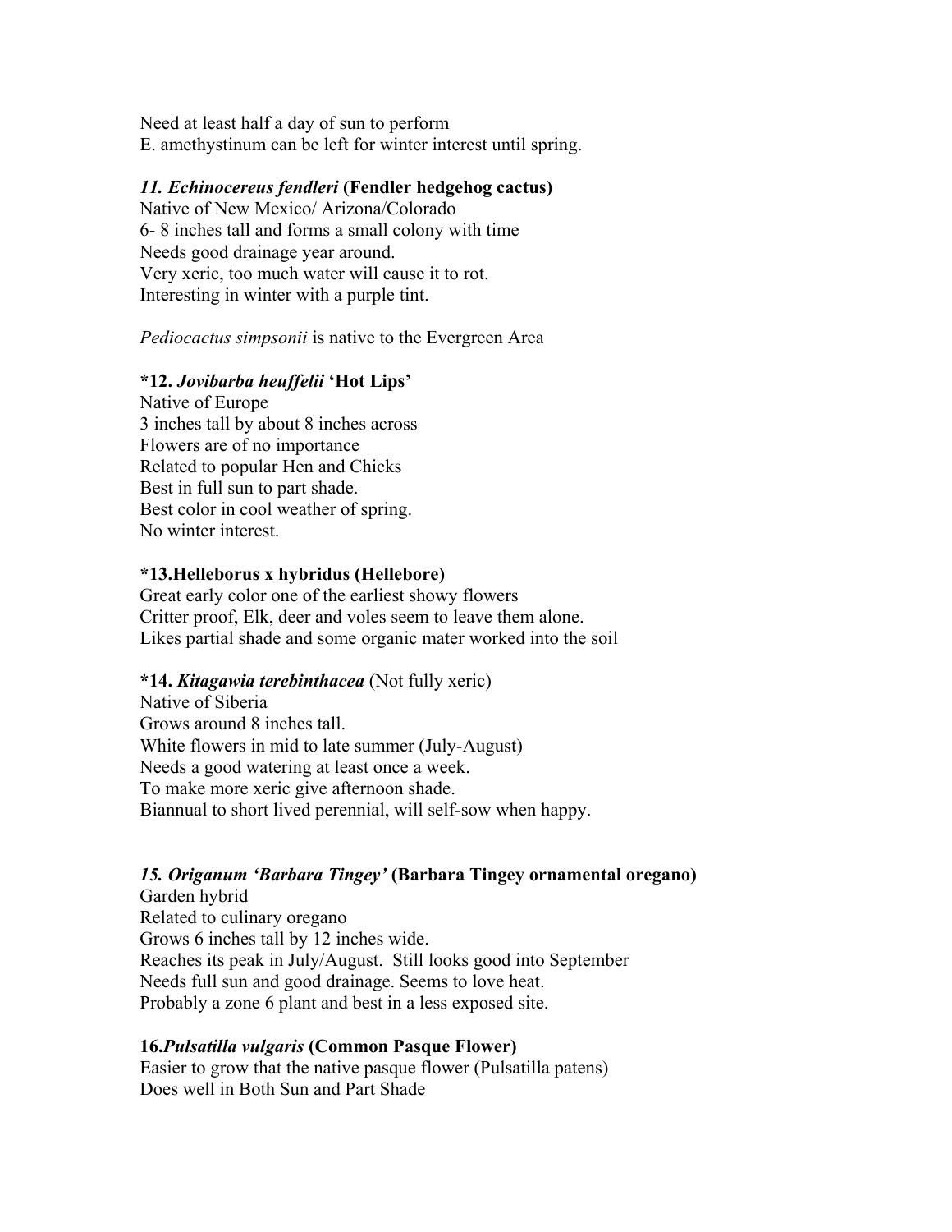Need at least half a day of sun to perform
E. amethystinum can be left for winter interest until spring.

***11. Echinocereus fendleri*** **(Fendler hedgehog cactus)**
Native of New Mexico/ Arizona/Colorado
6- 8 inches tall and forms a small colony with time
Needs good drainage year around.
Very xeric, too much water will cause it to rot.
Interesting in winter with a purple tint.

*Pediocactus simpsonii* is native to the Evergreen Area

**\*12. *Jovibarba heuffelii* 'Hot Lips'**
Native of Europe
3 inches tall by about 8 inches across
Flowers are of no importance
Related to popular Hen and Chicks
Best in full sun to part shade.
Best color in cool weather of spring.
No winter interest.

**\*13.Helleborus x hybridus (Hellebore)**
Great early color one of the earliest showy flowers
Critter proof, Elk, deer and voles seem to leave them alone.
Likes partial shade and some organic mater worked into the soil

**\*14. *Kitagawia terebinthacea*** (Not fully xeric)
Native of Siberia
Grows around 8 inches tall.
White flowers in mid to late summer (July-August)
Needs a good watering at least once a week.
To make more xeric give afternoon shade.
Biannual to short lived perennial, will self-sow when happy.

***15. Origanum 'Barbara Tingey'*** **(Barbara Tingey ornamental oregano)**
Garden hybrid
Related to culinary oregano
Grows 6 inches tall by 12 inches wide.
Reaches its peak in July/August. Still looks good into September
Needs full sun and good drainage. Seems to love heat.
Probably a zone 6 plant and best in a less exposed site.

**16.*Pulsatilla vulgaris* (Common Pasque Flower)**
Easier to grow that the native pasque flower (Pulsatilla patens)
Does well in Both Sun and Part Shade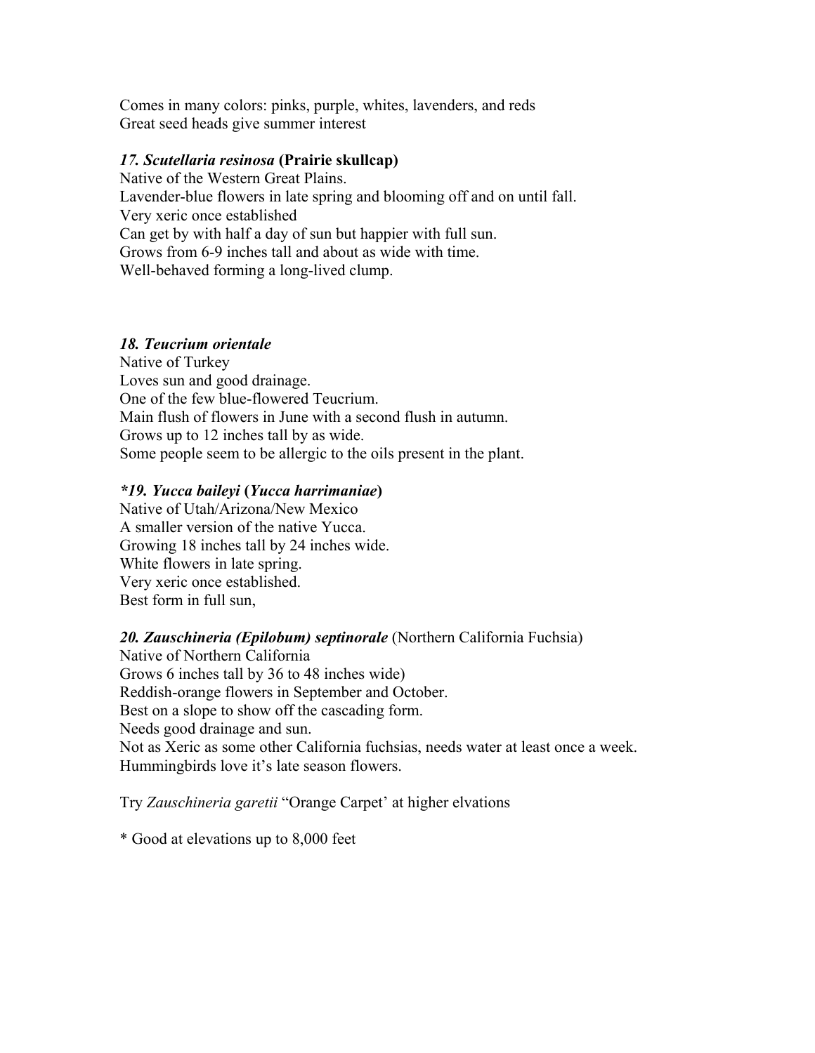Comes in many colors: pinks, purple, whites, lavenders, and reds
Great seed heads give summer interest

***17. Scutellaria resinosa* (Prairie skullcap)**
Native of the Western Great Plains.
Lavender-blue flowers in late spring and blooming off and on until fall.
Very xeric once established
Can get by with half a day of sun but happier with full sun.
Grows from 6-9 inches tall and about as wide with time.
Well-behaved forming a long-lived clump.

***18. Teucrium orientale***
Native of Turkey
Loves sun and good drainage.
One of the few blue-flowered Teucrium.
Main flush of flowers in June with a second flush in autumn.
Grows up to 12 inches tall by as wide.
Some people seem to be allergic to the oils present in the plant.

***\*19. Yucca baileyi* (*Yucca harrimaniae*)**
Native of Utah/Arizona/New Mexico
A smaller version of the native Yucca.
Growing 18 inches tall by 24 inches wide.
White flowers in late spring.
Very xeric once established.
Best form in full sun,

***20. Zauschineria (Epilobum) septinorale*** (Northern California Fuchsia)
Native of Northern California
Grows 6 inches tall by 36 to 48 inches wide)
Reddish-orange flowers in September and October.
Best on a slope to show off the cascading form.
Needs good drainage and sun.
Not as Xeric as some other California fuchsias, needs water at least once a week.
Hummingbirds love it's late season flowers.

Try *Zauschineria garetii* "Orange Carpet' at higher elvations

\* Good at elevations up to 8,000 feet